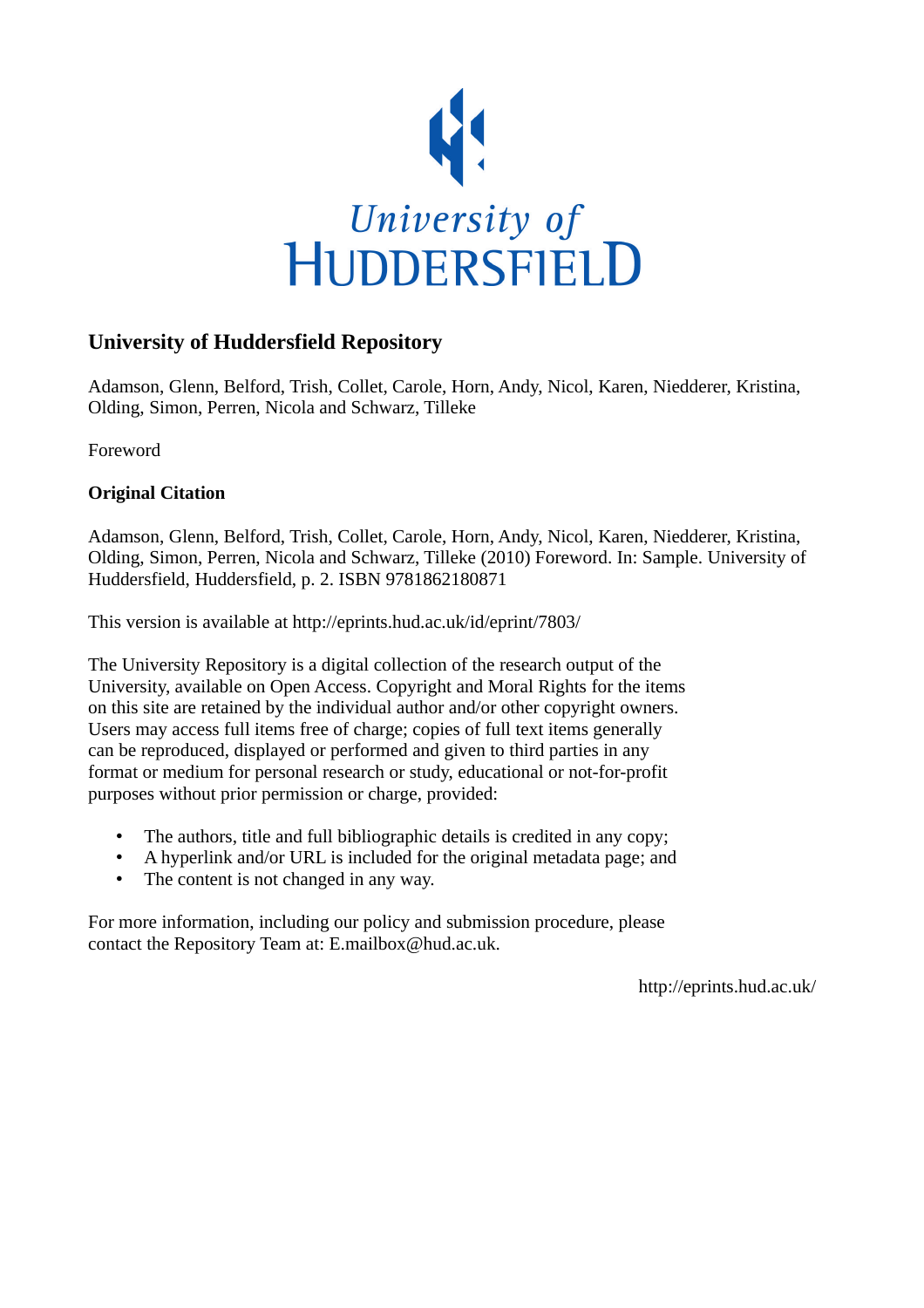University of
HUDDERSFIELD

## University of Huddersfield Repository

Adamson, Glenn, Belford, Trish, Collet, Carole, Horn, Andy, Nicol, Karen, Niedderer, Kristina, Olding, Simon, Perren, Nicola and Schwarz, Tilleke

Foreword

### Original Citation

Adamson, Glenn, Belford, Trish, Collet, Carole, Horn, Andy, Nicol, Karen, Niedderer, Kristina, Olding, Simon, Perren, Nicola and Schwarz, Tilleke (2010) Foreword. In: Sample. University of Huddersfield, Huddersfield, p. 2. ISBN 9781862180871

This version is available at http://eprints.hud.ac.uk/id/eprint/7803/

The University Repository is a digital collection of the research output of the University, available on Open Access. Copyright and Moral Rights for the items on this site are retained by the individual author and/or other copyright owners. Users may access full items free of charge; copies of full text items generally can be reproduced, displayed or performed and given to third parties in any format or medium for personal research or study, educational or not-for-profit purposes without prior permission or charge, provided:

- The authors, title and full bibliographic details is credited in any copy;
- A hyperlink and/or URL is included for the original metadata page; and
- The content is not changed in any way.

For more information, including our policy and submission procedure, please contact the Repository Team at: E.mailbox@hud.ac.uk.

http://eprints.hud.ac.uk/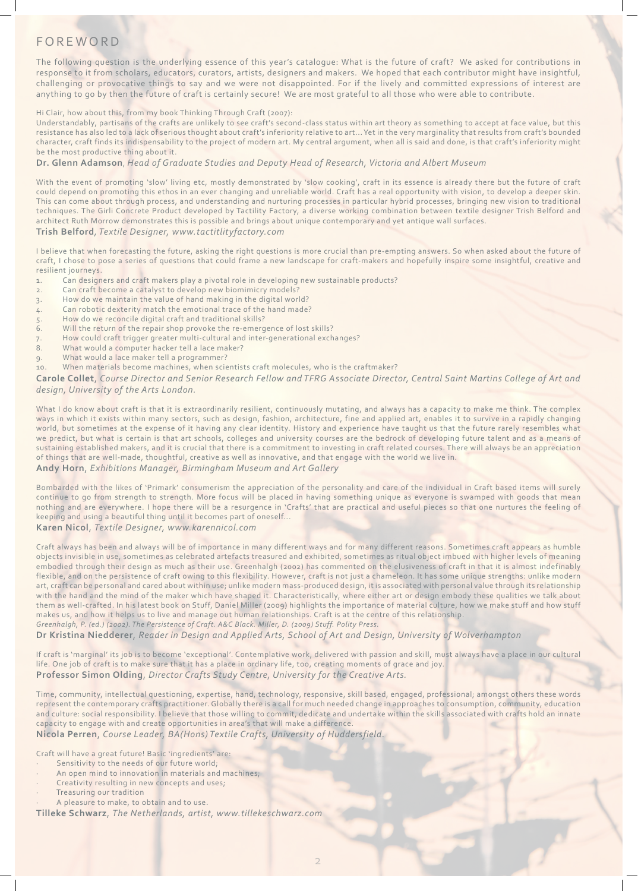# FOREWORD

The following question is the underlying essence of this year's catalogue: What is the future of craft? We asked for contributions in response to it from scholars, educators, curators, artists, designers and makers. We hoped that each contributor might have insightful, challenging or provocative things to say and we were not disappointed. For if the lively and committed expressions of interest are anything to go by then the future of craft is certainly secure! We are most grateful to all those who were able to contribute.

Hi Clair, how about this, from my book Thinking Through Craft (2007):
Understandably, partisans of the crafts are unlikely to see craft's second-class status within art theory as something to accept at face value, but this resistance has also led to a lack of serious thought about craft's inferiority relative to art… Yet in the very marginality that results from craft's bounded character, craft finds its indispensability to the project of modern art. My central argument, when all is said and done, is that craft's inferiority might be the most productive thing about it.

**Dr. Glenn Adamson**, *Head of Graduate Studies and Deputy Head of Research, Victoria and Albert Museum*

With the event of promoting 'slow' living etc, mostly demonstrated by 'slow cooking', craft in its essence is already there but the future of craft could depend on promoting this ethos in an ever changing and unreliable world. Craft has a real opportunity with vision, to develop a deeper skin. This can come about through process, and understanding and nurturing processes in particular hybrid processes, bringing new vision to traditional techniques. The Girli Concrete Product developed by Tactility Factory, a diverse working combination between textile designer Trish Belford and architect Ruth Morrow demonstrates this is possible and brings about unique contemporary and yet antique wall surfaces.

**Trish Belford**, *Textile Designer, www.tactitlityfactory.com*

I believe that when forecasting the future, asking the right questions is more crucial than pre-empting answers. So when asked about the future of craft, I chose to pose a series of questions that could frame a new landscape for craft-makers and hopefully inspire some insightful, creative and resilient journeys.

1. Can designers and craft makers play a pivotal role in developing new sustainable products?
2. Can craft become a catalyst to develop new biomimicry models?
3. How do we maintain the value of hand making in the digital world?
4. Can robotic dexterity match the emotional trace of the hand made?
5. How do we reconcile digital craft and traditional skills?
6. Will the return of the repair shop provoke the re-emergence of lost skills?
7. How could craft trigger greater multi-cultural and inter-generational exchanges?
8. What would a computer hacker tell a lace maker?
9. What would a lace maker tell a programmer?
10. When materials become machines, when scientists craft molecules, who is the craftmaker?

**Carole Collet**, *Course Director and Senior Research Fellow and TFRG Associate Director, Central Saint Martins College of Art and design, University of the Arts London.*

What I do know about craft is that it is extraordinarily resilient, continuously mutating, and always has a capacity to make me think. The complex ways in which it exists within many sectors, such as design, fashion, architecture, fine and applied art, enables it to survive in a rapidly changing world, but sometimes at the expense of it having any clear identity. History and experience have taught us that the future rarely resembles what we predict, but what is certain is that art schools, colleges and university courses are the bedrock of developing future talent and as a means of sustaining established makers, and it is crucial that there is a commitment to investing in craft related courses. There will always be an appreciation of things that are well-made, thoughtful, creative as well as innovative, and that engage with the world we live in.

**Andy Horn**, *Exhibitions Manager, Birmingham Museum and Art Gallery*

Bombarded with the likes of 'Primark' consumerism the appreciation of the personality and care of the individual in Craft based items will surely continue to go from strength to strength. More focus will be placed in having something unique as everyone is swamped with goods that mean nothing and are everywhere. I hope there will be a resurgence in 'Crafts' that are practical and useful pieces so that one nurtures the feeling of keeping and using a beautiful thing until it becomes part of oneself…

**Karen Nicol**, *Textile Designer, www.karennicol.com*

Craft always has been and always will be of importance in many different ways and for many different reasons. Sometimes craft appears as humble objects invisible in use, sometimes as celebrated artefacts treasured and exhibited, sometimes as ritual object imbued with higher levels of meaning embodied through their design as much as their use. Greenhalgh (2002) has commented on the elusiveness of craft in that it is almost indefinably flexible, and on the persistence of craft owing to this flexibility. However, craft is not just a chameleon. It has some unique strengths: unlike modern art, craft can be personal and cared about within use; unlike modern mass-produced design, it is associated with personal value through its relationship with the hand and the mind of the maker which have shaped it. Characteristically, where either art or design embody these qualities we talk about them as well-crafted. In his latest book on Stuff, Daniel Miller (2009) highlights the importance of material culture, how we make stuff and how stuff makes us, and how it helps us to live and manage out human relationships. Craft is at the centre of this relationship.

*Greenhalgh, P. (ed.) (2002). The Persistence of Craft. A&C Black. Miller, D. (2009) Stuff. Polity Press.*

**Dr Kristina Niedderer**, *Reader in Design and Applied Arts, School of Art and Design, University of Wolverhampton*

If craft is 'marginal' its job is to become 'exceptional'. Contemplative work, delivered with passion and skill, must always have a place in our cultural life. One job of craft is to make sure that it has a place in ordinary life, too, creating moments of grace and joy.

**Professor Simon Olding**, *Director Crafts Study Centre, University for the Creative Arts.*

Time, community, intellectual questioning, expertise, hand, technology, responsive, skill based, engaged, professional; amongst others these words represent the contemporary crafts practitioner. Globally there is a call for much needed change in approaches to consumption, community, education and culture: social responsibility. I believe that those willing to commit, dedicate and undertake within the skills associated with crafts hold an innate capacity to engage with and create opportunities in area's that will make a difference.

**Nicola Perren**, *Course Leader, BA(Hons) Textile Crafts, University of Huddersfield.*

Craft will have a great future! Basic 'ingredients' are:

- Sensitivity to the needs of our future world;
- An open mind to innovation in materials and machines;
- Creativity resulting in new concepts and uses;
- Treasuring our tradition
- A pleasure to make, to obtain and to use.

**Tilleke Schwarz**, *The Netherlands, artist, www.tillekeschwarz.com*